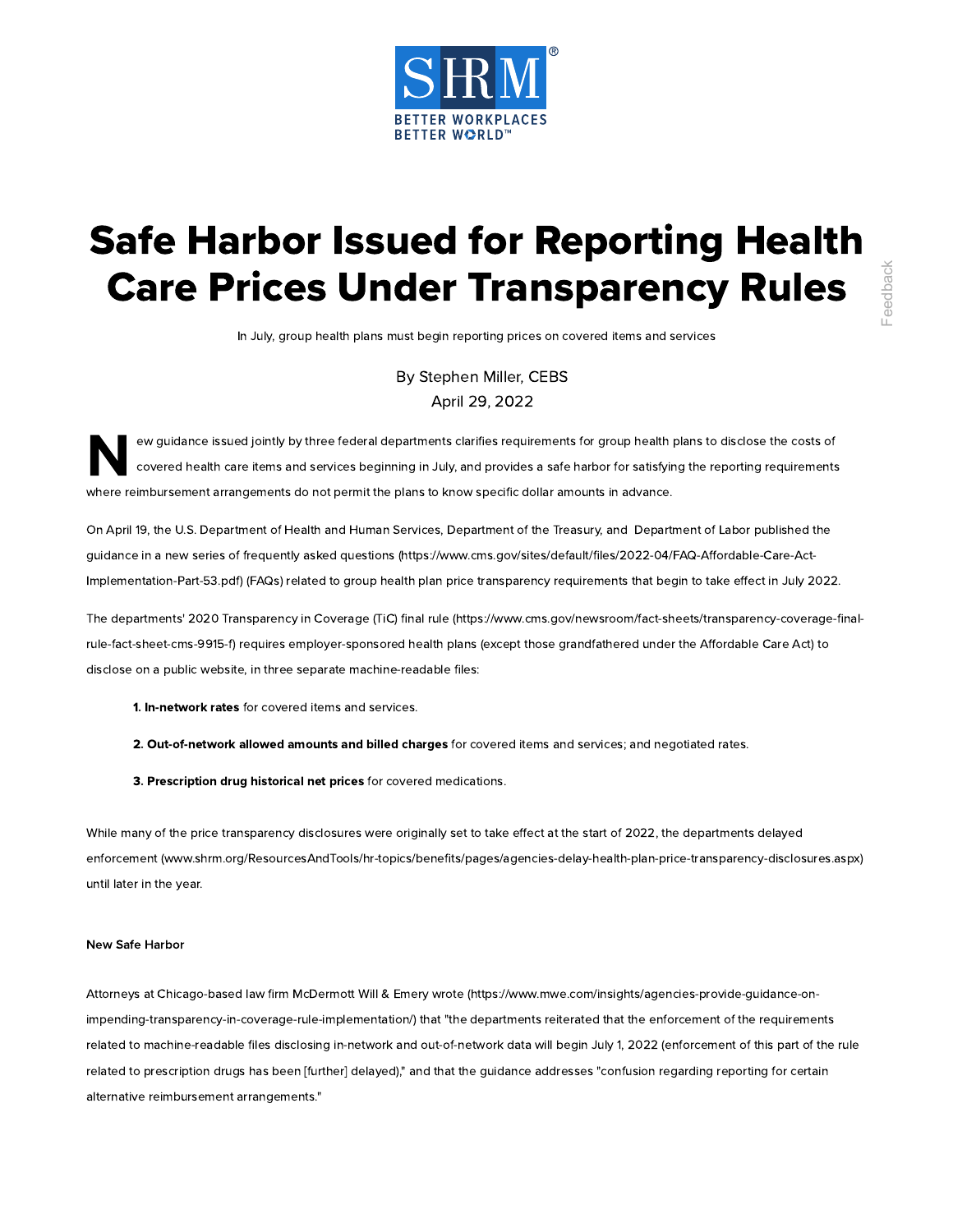# Safe Harbor Issued for Reporting Health Care Prices Under Transparency Rules

In July, group health plans must begin reporting prices on covered items and services

By Stephen Miller, CEBS

April 29, 2022

New guidance issued jointly by three federal departments clarifies requirements for group health plans to disclose the costs of covered health care items and services beginning in July, and provides a safe harbor for satisfying the reporting requirements where reimbursement arrangements do not permit the plans to know specific dollar amounts in advance.

On April 19, the U.S. Department of Health and Human Services, Department of the Treasury, and Department of Labor published the guidance in a new series of frequently asked questions (https://www.cms.gov/sites/default/files/2022-04/FAQ-Affordable-Care-Act-Implementation-Part-53.pdf) (FAQs) related to group health plan price transparency requirements that begin to take effect in July 2022.

The departments' 2020 Transparency in Coverage (TiC) final rule (https://www.cms.gov/newsroom/fact-sheets/transparency-coverage-final-rule-fact-sheet-cms-9915-f) requires employer-sponsored health plans (except those grandfathered under the Affordable Care Act) to disclose on a public website, in three separate machine-readable files:

1. **In-network rates** for covered items and services.
2. **Out-of-network allowed amounts and billed charges** for covered items and services; and negotiated rates.
3. **Prescription drug historical net prices** for covered medications.

While many of the price transparency disclosures were originally set to take effect at the start of 2022, the departments delayed enforcement (www.shrm.org/ResourcesAndTools/hr-topics/benefits/pages/agencies-delay-health-plan-price-transparency-disclosures.aspx) until later in the year.

**New Safe Harbor**

Attorneys at Chicago-based law firm McDermott Will & Emery wrote (https://www.mwe.com/insights/agencies-provide-guidance-on-impending-transparency-in-coverage-rule-implementation/) that "the departments reiterated that the enforcement of the requirements related to machine-readable files disclosing in-network and out-of-network data will begin July 1, 2022 (enforcement of this part of the rule related to prescription drugs has been [further] delayed)," and that the guidance addresses "confusion regarding reporting for certain alternative reimbursement arrangements."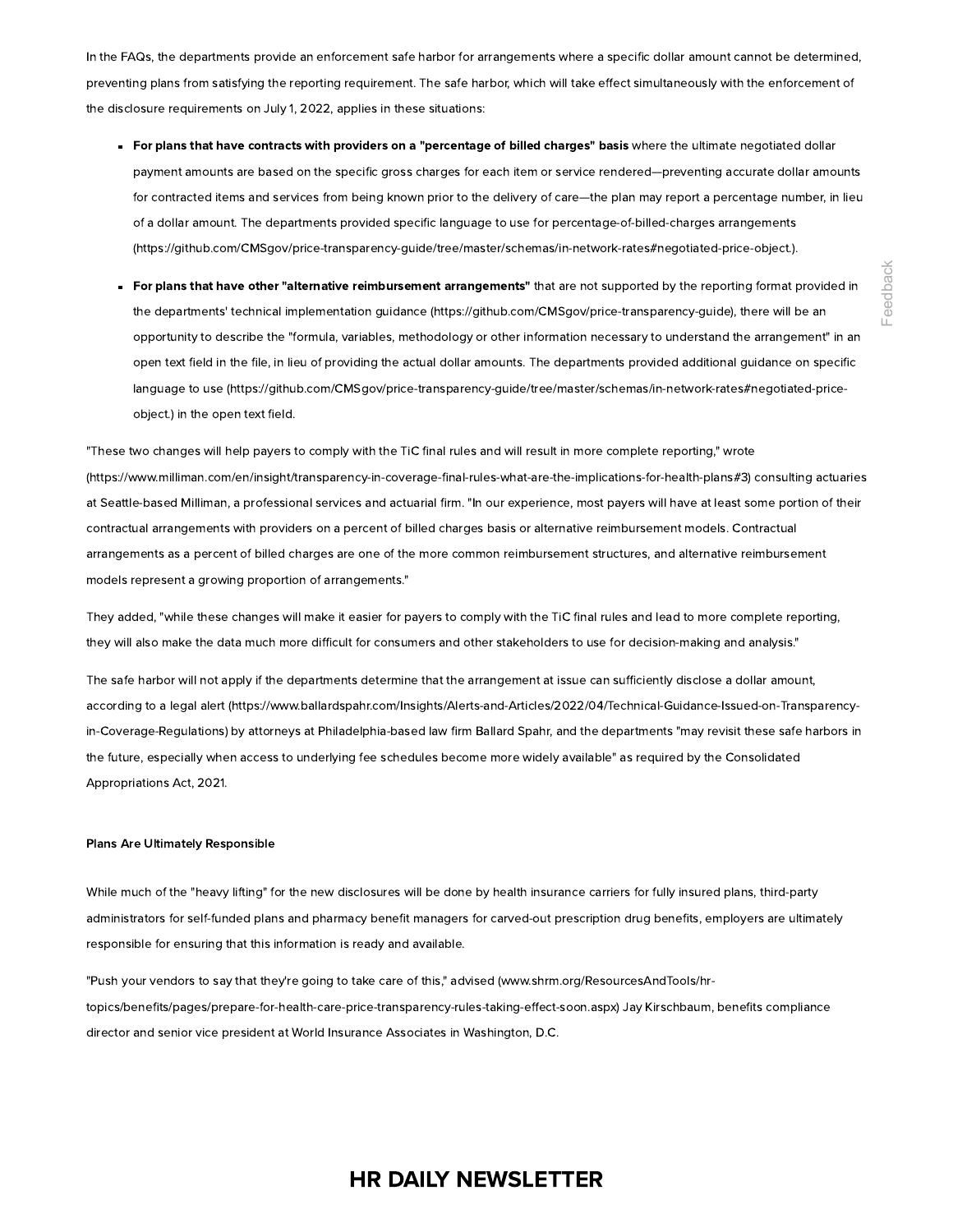In the FAQs, the departments provide an enforcement safe harbor for arrangements where a specific dollar amount cannot be determined, preventing plans from satisfying the reporting requirement. The safe harbor, which will take effect simultaneously with the enforcement of the disclosure requirements on July 1, 2022, applies in these situations:

- **For plans that have contracts with providers on a "percentage of billed charges" basis** where the ultimate negotiated dollar payment amounts are based on the specific gross charges for each item or service rendered—preventing accurate dollar amounts for contracted items and services from being known prior to the delivery of care—the plan may report a percentage number, in lieu of a dollar amount. The departments provided specific language to use for percentage-of-billed-charges arrangements (https://github.com/CMSgov/price-transparency-guide/tree/master/schemas/in-network-rates#negotiated-price-object.).
- **For plans that have other "alternative reimbursement arrangements"** that are not supported by the reporting format provided in the departments' technical implementation guidance (https://github.com/CMSgov/price-transparency-guide), there will be an opportunity to describe the "formula, variables, methodology or other information necessary to understand the arrangement" in an open text field in the file, in lieu of providing the actual dollar amounts. The departments provided additional guidance on specific language to use (https://github.com/CMSgov/price-transparency-guide/tree/master/schemas/in-network-rates#negotiated-price-object.) in the open text field.

"These two changes will help payers to comply with the TiC final rules and will result in more complete reporting," wrote (https://www.milliman.com/en/insight/transparency-in-coverage-final-rules-what-are-the-implications-for-health-plans#3) consulting actuaries at Seattle-based Milliman, a professional services and actuarial firm. "In our experience, most payers will have at least some portion of their contractual arrangements with providers on a percent of billed charges basis or alternative reimbursement models. Contractual arrangements as a percent of billed charges are one of the more common reimbursement structures, and alternative reimbursement models represent a growing proportion of arrangements."

They added, "while these changes will make it easier for payers to comply with the TiC final rules and lead to more complete reporting, they will also make the data much more difficult for consumers and other stakeholders to use for decision-making and analysis."

The safe harbor will not apply if the departments determine that the arrangement at issue can sufficiently disclose a dollar amount, according to a legal alert (https://www.ballardspahr.com/Insights/Alerts-and-Articles/2022/04/Technical-Guidance-Issued-on-Transparency-in-Coverage-Regulations) by attorneys at Philadelphia-based law firm Ballard Spahr, and the departments "may revisit these safe harbors in the future, especially when access to underlying fee schedules become more widely available" as required by the Consolidated Appropriations Act, 2021.

#### Plans Are Ultimately Responsible

While much of the "heavy lifting" for the new disclosures will be done by health insurance carriers for fully insured plans, third-party administrators for self-funded plans and pharmacy benefit managers for carved-out prescription drug benefits, employers are ultimately responsible for ensuring that this information is ready and available.

"Push your vendors to say that they're going to take care of this," advised (www.shrm.org/ResourcesAndTools/hr-topics/benefits/pages/prepare-for-health-care-price-transparency-rules-taking-effect-soon.aspx) Jay Kirschbaum, benefits compliance director and senior vice president at World Insurance Associates in Washington, D.C.

## HR DAILY NEWSLETTER